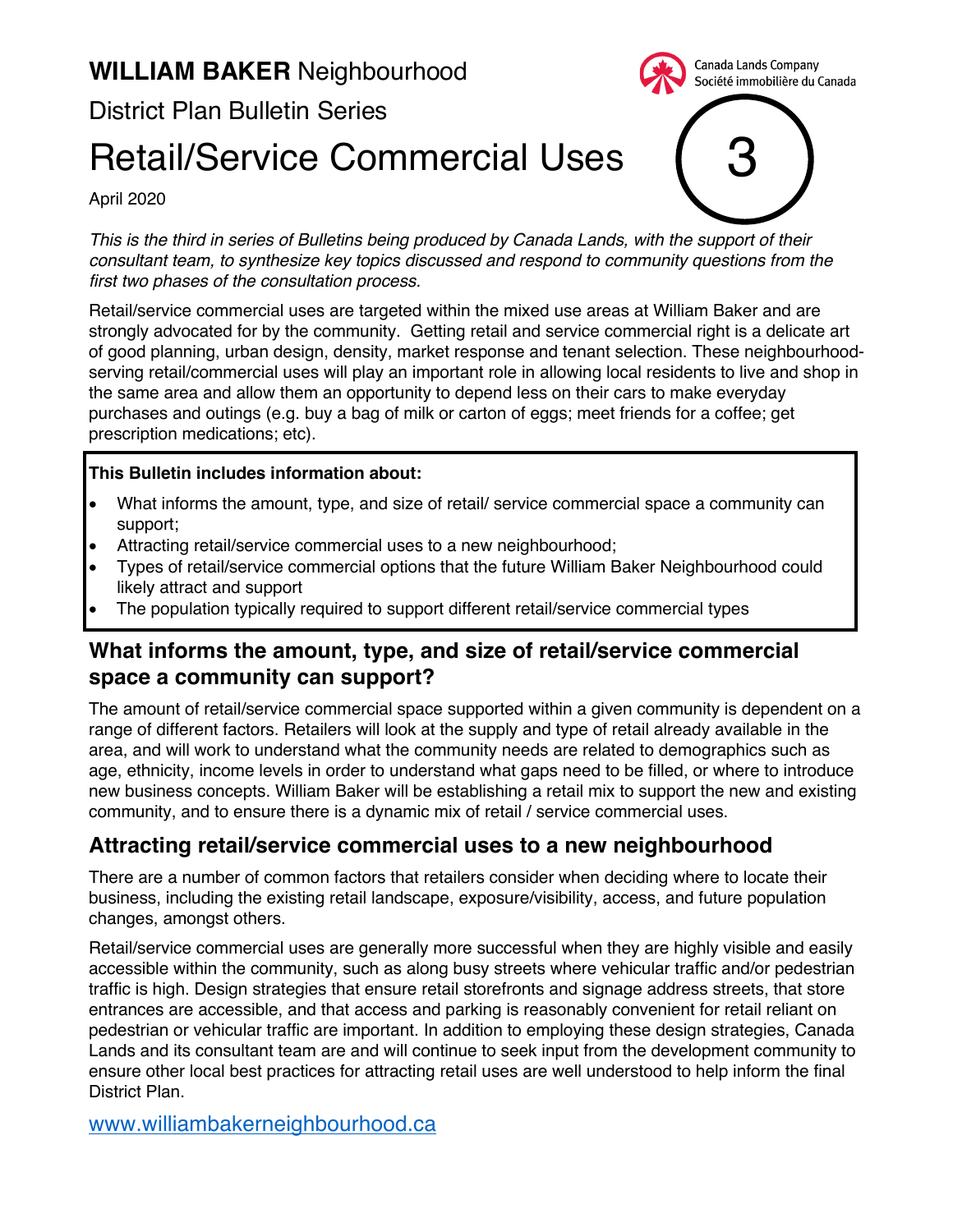**WILLIAM BAKER** Neighbourhood

District Plan Bulletin Series

# Retail/Service Commercial Uses

Canada Lands Company
Société immobilière du Canada

3

April 2020

*This is the third in series of Bulletins being produced by Canada Lands, with the support of their consultant team, to synthesize key topics discussed and respond to community questions from the first two phases of the consultation process.*

Retail/service commercial uses are targeted within the mixed use areas at William Baker and are strongly advocated for by the community. Getting retail and service commercial right is a delicate art of good planning, urban design, density, market response and tenant selection. These neighbourhood-serving retail/commercial uses will play an important role in allowing local residents to live and shop in the same area and allow them an opportunity to depend less on their cars to make everyday purchases and outings (e.g. buy a bag of milk or carton of eggs; meet friends for a coffee; get prescription medications; etc).

**This Bulletin includes information about:**

- What informs the amount, type, and size of retail/ service commercial space a community can support;
- Attracting retail/service commercial uses to a new neighbourhood;
- Types of retail/service commercial options that the future William Baker Neighbourhood could likely attract and support
- The population typically required to support different retail/service commercial types

## What informs the amount, type, and size of retail/service commercial space a community can support?

The amount of retail/service commercial space supported within a given community is dependent on a range of different factors. Retailers will look at the supply and type of retail already available in the area, and will work to understand what the community needs are related to demographics such as age, ethnicity, income levels in order to understand what gaps need to be filled, or where to introduce new business concepts. William Baker will be establishing a retail mix to support the new and existing community, and to ensure there is a dynamic mix of retail / service commercial uses.

## Attracting retail/service commercial uses to a new neighbourhood

There are a number of common factors that retailers consider when deciding where to locate their business, including the existing retail landscape, exposure/visibility, access, and future population changes, amongst others.

Retail/service commercial uses are generally more successful when they are highly visible and easily accessible within the community, such as along busy streets where vehicular traffic and/or pedestrian traffic is high. Design strategies that ensure retail storefronts and signage address streets, that store entrances are accessible, and that access and parking is reasonably convenient for retail reliant on pedestrian or vehicular traffic are important. In addition to employing these design strategies, Canada Lands and its consultant team are and will continue to seek input from the development community to ensure other local best practices for attracting retail uses are well understood to help inform the final District Plan.

www.williambakerneighbourhood.ca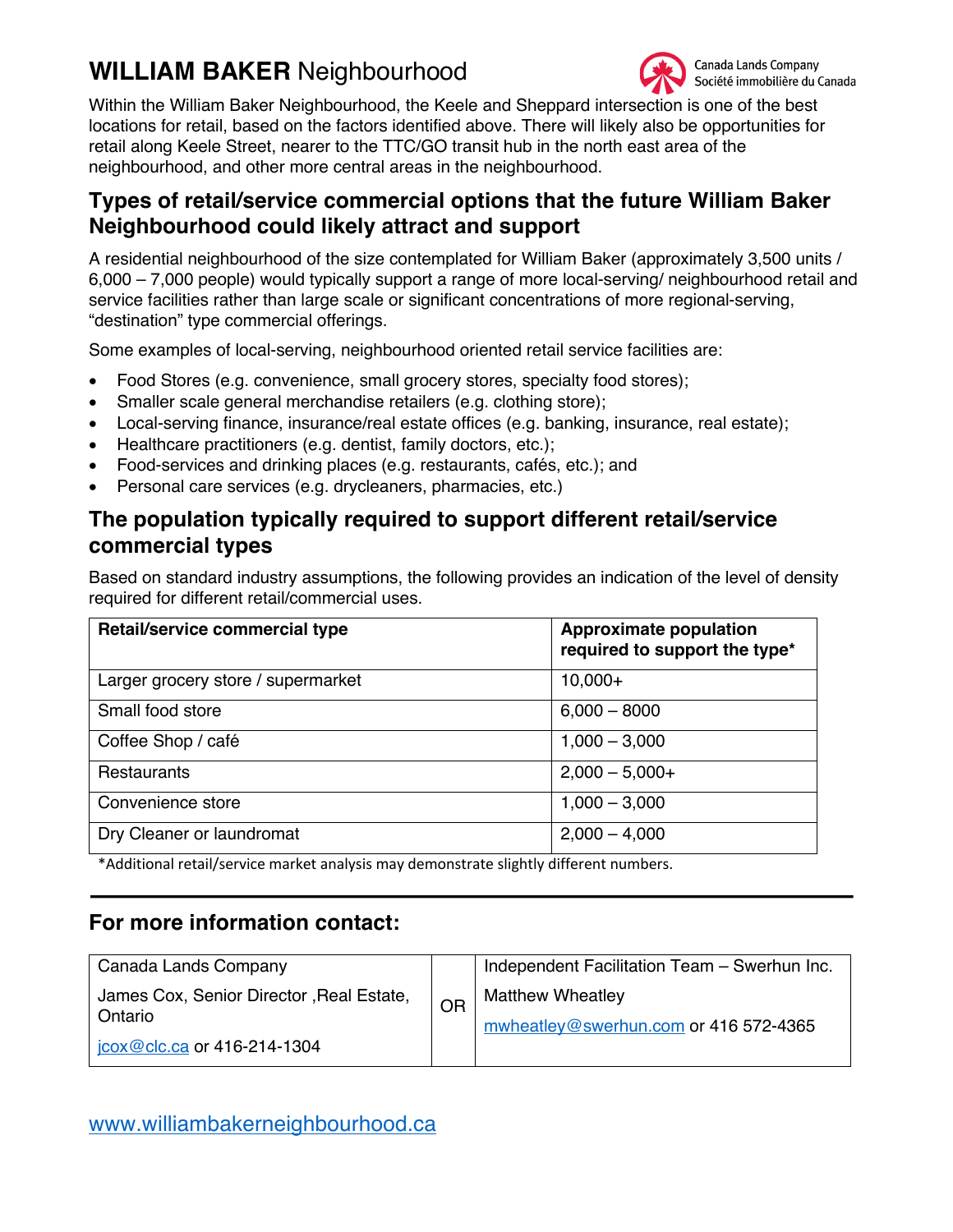# WILLIAM BAKER Neighbourhood

Canada Lands Company
Société immobilière du Canada

Within the William Baker Neighbourhood, the Keele and Sheppard intersection is one of the best locations for retail, based on the factors identified above. There will likely also be opportunities for retail along Keele Street, nearer to the TTC/GO transit hub in the north east area of the neighbourhood, and other more central areas in the neighbourhood.

## Types of retail/service commercial options that the future William Baker Neighbourhood could likely attract and support

A residential neighbourhood of the size contemplated for William Baker (approximately 3,500 units / 6,000 – 7,000 people) would typically support a range of more local-serving/ neighbourhood retail and service facilities rather than large scale or significant concentrations of more regional-serving, "destination" type commercial offerings.

Some examples of local-serving, neighbourhood oriented retail service facilities are:

- Food Stores (e.g. convenience, small grocery stores, specialty food stores);
- Smaller scale general merchandise retailers (e.g. clothing store);
- Local-serving finance, insurance/real estate offices (e.g. banking, insurance, real estate);
- Healthcare practitioners (e.g. dentist, family doctors, etc.);
- Food-services and drinking places (e.g. restaurants, cafés, etc.); and
- Personal care services (e.g. drycleaners, pharmacies, etc.)

## The population typically required to support different retail/service commercial types

Based on standard industry assumptions, the following provides an indication of the level of density required for different retail/commercial uses.

| Retail/service commercial type | Approximate population required to support the type* |
|---|---|
| Larger grocery store / supermarket | 10,000+ |
| Small food store | 6,000 – 8000 |
| Coffee Shop / café | 1,000 – 3,000 |
| Restaurants | 2,000 – 5,000+ |
| Convenience store | 1,000 – 3,000 |
| Dry Cleaner or laundromat | 2,000 – 4,000 |

*Additional retail/service market analysis may demonstrate slightly different numbers.

---

## For more information contact:

| | | |
|---|---|---|
| Canada Lands Company<br>James Cox, Senior Director ,Real Estate, Ontario<br>jcox@clc.ca or 416-214-1304 | OR | Independent Facilitation Team – Swerhun Inc.<br>Matthew Wheatley<br>mwheatley@swerhun.com or 416 572-4365 |

www.williambakerneighbourhood.ca